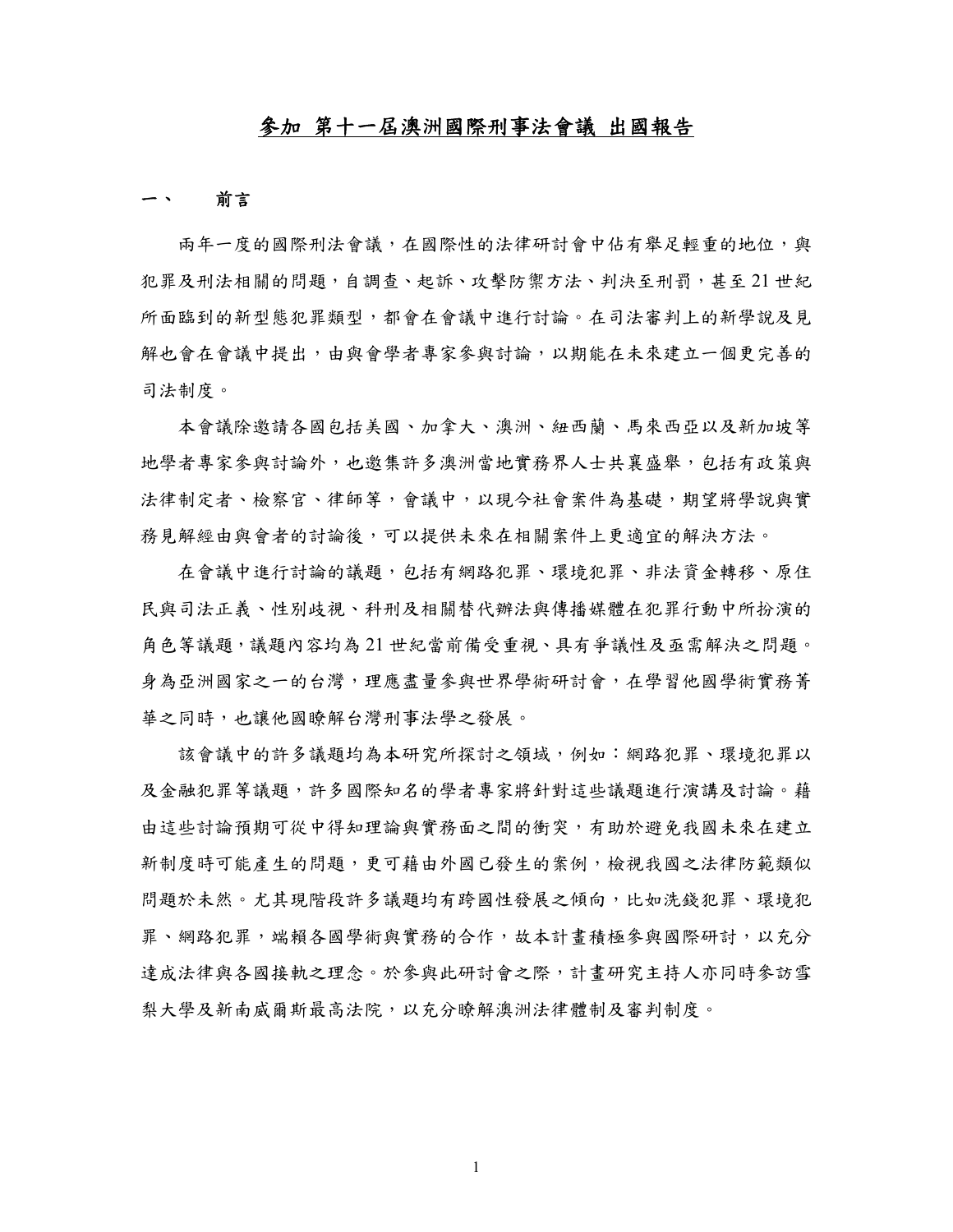# 參加 第十一屆澳洲國際刑事法會議 出國報告

## 一、 前言

兩年一度的國際刑法會議，在國際性的法律研討會中佔有舉足輕重的地位，與犯罪及刑法相關的問題，自調查、起訴、攻擊防禦方法、判決至刑罰，甚至 21 世紀所面臨到的新型態犯罪類型，都會在會議中進行討論。在司法審判上的新學說及見解也會在會議中提出，由與會學者專家參與討論，以期能在未來建立一個更完善的司法制度。

本會議除邀請各國包括美國、加拿大、澳洲、紐西蘭、馬來西亞以及新加坡等地學者專家參與討論外，也邀集許多澳洲當地實務界人士共襄盛舉，包括有政策與法律制定者、檢察官、律師等，會議中，以現今社會案件為基礎，期望將學說與實務見解經由與會者的討論後，可以提供未來在相關案件上更適宜的解決方法。

在會議中進行討論的議題，包括有網路犯罪、環境犯罪、非法資金轉移、原住民與司法正義、性別歧視、科刑及相關替代辦法與傳播媒體在犯罪行動中所扮演的角色等議題，議題內容均為 21 世紀當前備受重視、具有爭議性及亟需解決之問題。身為亞洲國家之一的台灣，理應盡量參與世界學術研討會，在學習他國學術實務菁華之同時，也讓他國瞭解台灣刑事法學之發展。

該會議中的許多議題均為本研究所探討之領域，例如：網路犯罪、環境犯罪以及金融犯罪等議題，許多國際知名的學者專家將針對這些議題進行演講及討論。藉由這些討論預期可從中得知理論與實務面之間的衝突，有助於避免我國未來在建立新制度時可能產生的問題，更可藉由外國已發生的案例，檢視我國之法律防範類似問題於未然。尤其現階段許多議題均有跨國性發展之傾向，比如洗錢犯罪、環境犯罪、網路犯罪，端賴各國學術與實務的合作，故本計畫積極參與國際研討，以充分達成法律與各國接軌之理念。於參與此研討會之際，計畫研究主持人亦同時參訪雪梨大學及新南威爾斯最高法院，以充分瞭解澳洲法律體制及審判制度。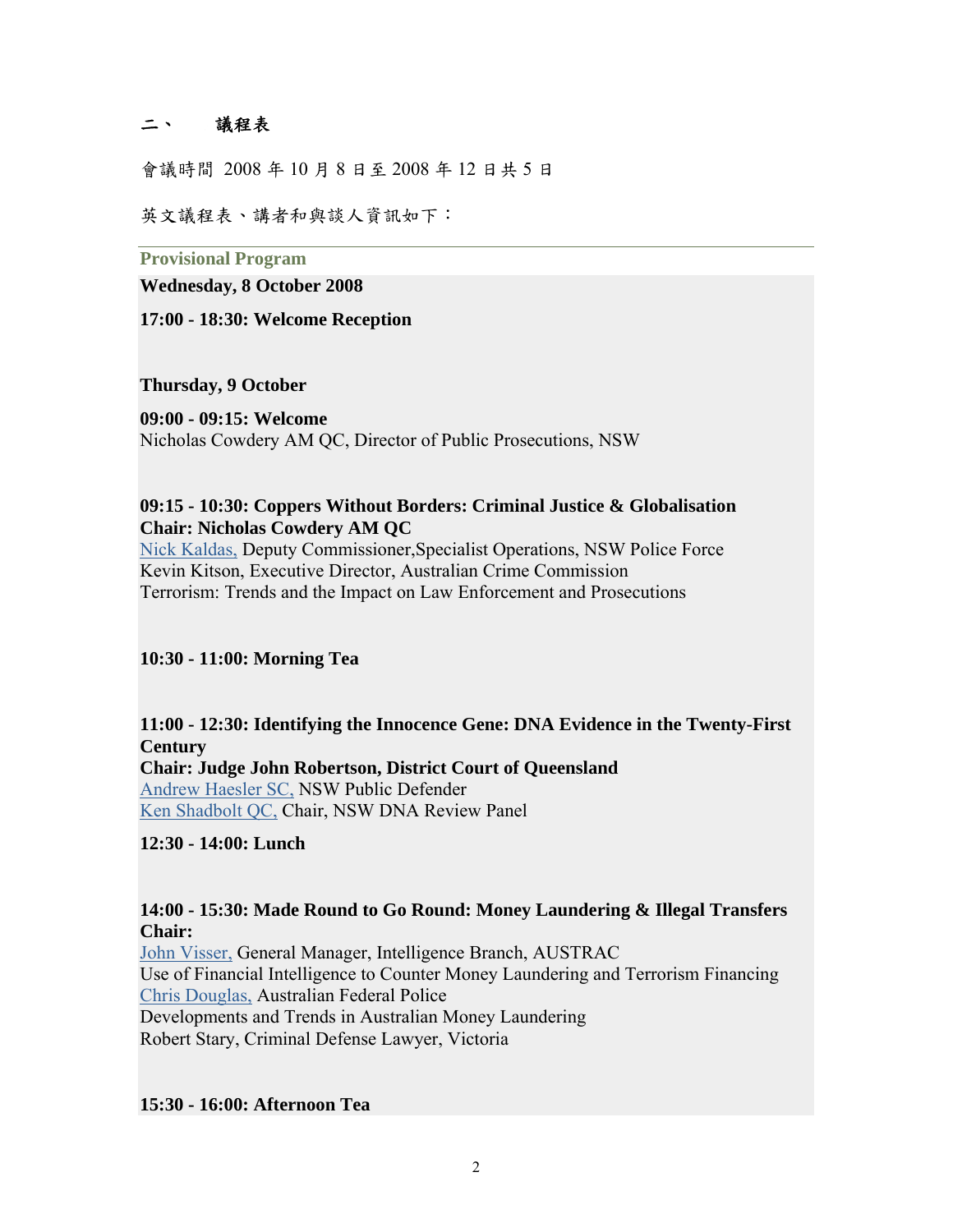## 二、 議程表

會議時間 2008 年 10 月 8 日至 2008 年 12 日共 5 日

英文議程表、講者和與談人資訊如下：

**Provisional Program**

**Wednesday, 8 October 2008**

**17:00 - 18:30: Welcome Reception**

**Thursday, 9 October**

**09:00 - 09:15: Welcome**
Nicholas Cowdery AM QC, Director of Public Prosecutions, NSW

**09:15 - 10:30: Coppers Without Borders: Criminal Justice & Globalisation**
**Chair: Nicholas Cowdery AM QC**
Nick Kaldas, Deputy Commissioner,Specialist Operations, NSW Police Force
Kevin Kitson, Executive Director, Australian Crime Commission
Terrorism: Trends and the Impact on Law Enforcement and Prosecutions

**10:30 - 11:00: Morning Tea**

**11:00 - 12:30: Identifying the Innocence Gene: DNA Evidence in the Twenty-First Century**
**Chair: Judge John Robertson, District Court of Queensland**
Andrew Haesler SC, NSW Public Defender
Ken Shadbolt QC, Chair, NSW DNA Review Panel

**12:30 - 14:00: Lunch**

**14:00 - 15:30: Made Round to Go Round: Money Laundering & Illegal Transfers**
**Chair:**
John Visser, General Manager, Intelligence Branch, AUSTRAC
Use of Financial Intelligence to Counter Money Laundering and Terrorism Financing
Chris Douglas, Australian Federal Police
Developments and Trends in Australian Money Laundering
Robert Stary, Criminal Defense Lawyer, Victoria

**15:30 - 16:00: Afternoon Tea**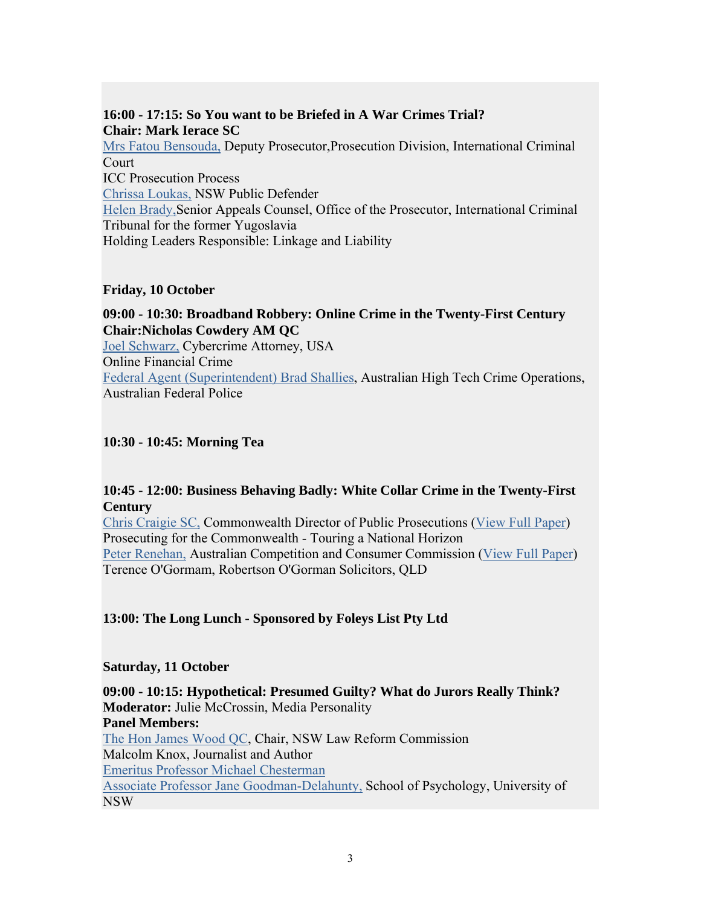**16:00 - 17:15: So You want to be Briefed in A War Crimes Trial?**
**Chair: Mark Ierace SC**
Mrs Fatou Bensouda, Deputy Prosecutor,Prosecution Division, International Criminal Court
ICC Prosecution Process
Chrissa Loukas, NSW Public Defender
Helen Brady,Senior Appeals Counsel, Office of the Prosecutor, International Criminal Tribunal for the former Yugoslavia
Holding Leaders Responsible: Linkage and Liability

**Friday, 10 October**

**09:00 - 10:30: Broadband Robbery: Online Crime in the Twenty-First Century**
**Chair:Nicholas Cowdery AM QC**
Joel Schwarz, Cybercrime Attorney, USA
Online Financial Crime
Federal Agent (Superintendent) Brad Shallies, Australian High Tech Crime Operations, Australian Federal Police

**10:30 - 10:45: Morning Tea**

**10:45 - 12:00: Business Behaving Badly: White Collar Crime in the Twenty-First Century**
Chris Craigie SC, Commonwealth Director of Public Prosecutions (View Full Paper)
Prosecuting for the Commonwealth - Touring a National Horizon
Peter Renehan, Australian Competition and Consumer Commission (View Full Paper)
Terence O'Gormam, Robertson O'Gorman Solicitors, QLD

**13:00: The Long Lunch - Sponsored by Foleys List Pty Ltd**

**Saturday, 11 October**

**09:00 - 10:15: Hypothetical: Presumed Guilty? What do Jurors Really Think?**
**Moderator:** Julie McCrossin, Media Personality
**Panel Members:**
The Hon James Wood QC, Chair, NSW Law Reform Commission
Malcolm Knox, Journalist and Author
Emeritus Professor Michael Chesterman
Associate Professor Jane Goodman-Delahunty, School of Psychology, University of NSW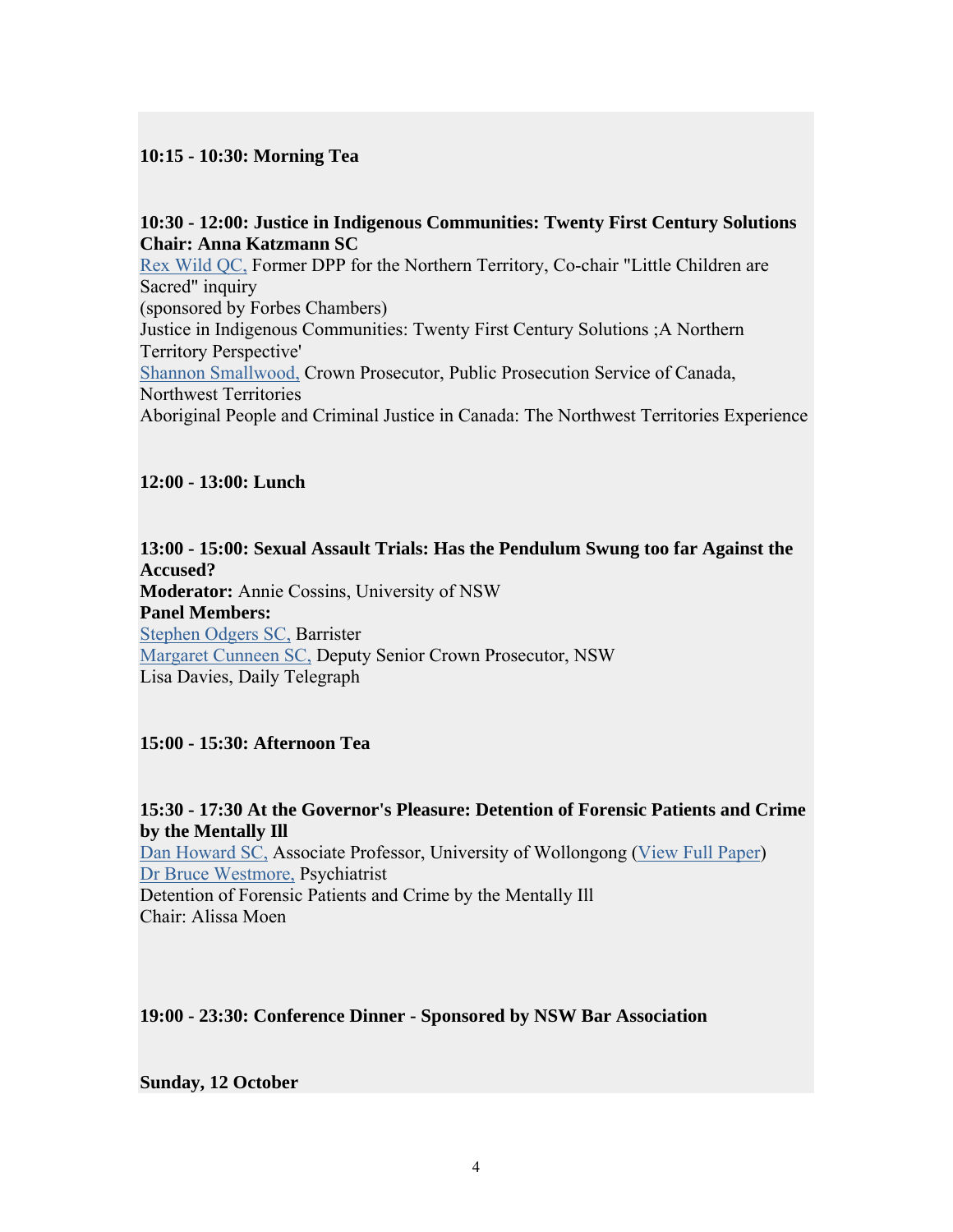**10:15 - 10:30: Morning Tea**

**10:30 - 12:00: Justice in Indigenous Communities: Twenty First Century Solutions**
**Chair: Anna Katzmann SC**
Rex Wild QC, Former DPP for the Northern Territory, Co-chair "Little Children are Sacred" inquiry
(sponsored by Forbes Chambers)
Justice in Indigenous Communities: Twenty First Century Solutions ;A Northern Territory Perspective'
Shannon Smallwood, Crown Prosecutor, Public Prosecution Service of Canada, Northwest Territories
Aboriginal People and Criminal Justice in Canada: The Northwest Territories Experience

**12:00 - 13:00: Lunch**

**13:00 - 15:00: Sexual Assault Trials: Has the Pendulum Swung too far Against the Accused?**
**Moderator:** Annie Cossins, University of NSW
**Panel Members:**
Stephen Odgers SC, Barrister
Margaret Cunneen SC, Deputy Senior Crown Prosecutor, NSW
Lisa Davies, Daily Telegraph

**15:00 - 15:30: Afternoon Tea**

**15:30 - 17:30 At the Governor's Pleasure: Detention of Forensic Patients and Crime by the Mentally Ill**
Dan Howard SC, Associate Professor, University of Wollongong (View Full Paper)
Dr Bruce Westmore, Psychiatrist
Detention of Forensic Patients and Crime by the Mentally Ill
Chair: Alissa Moen

**19:00 - 23:30: Conference Dinner - Sponsored by NSW Bar Association**

**Sunday, 12 October**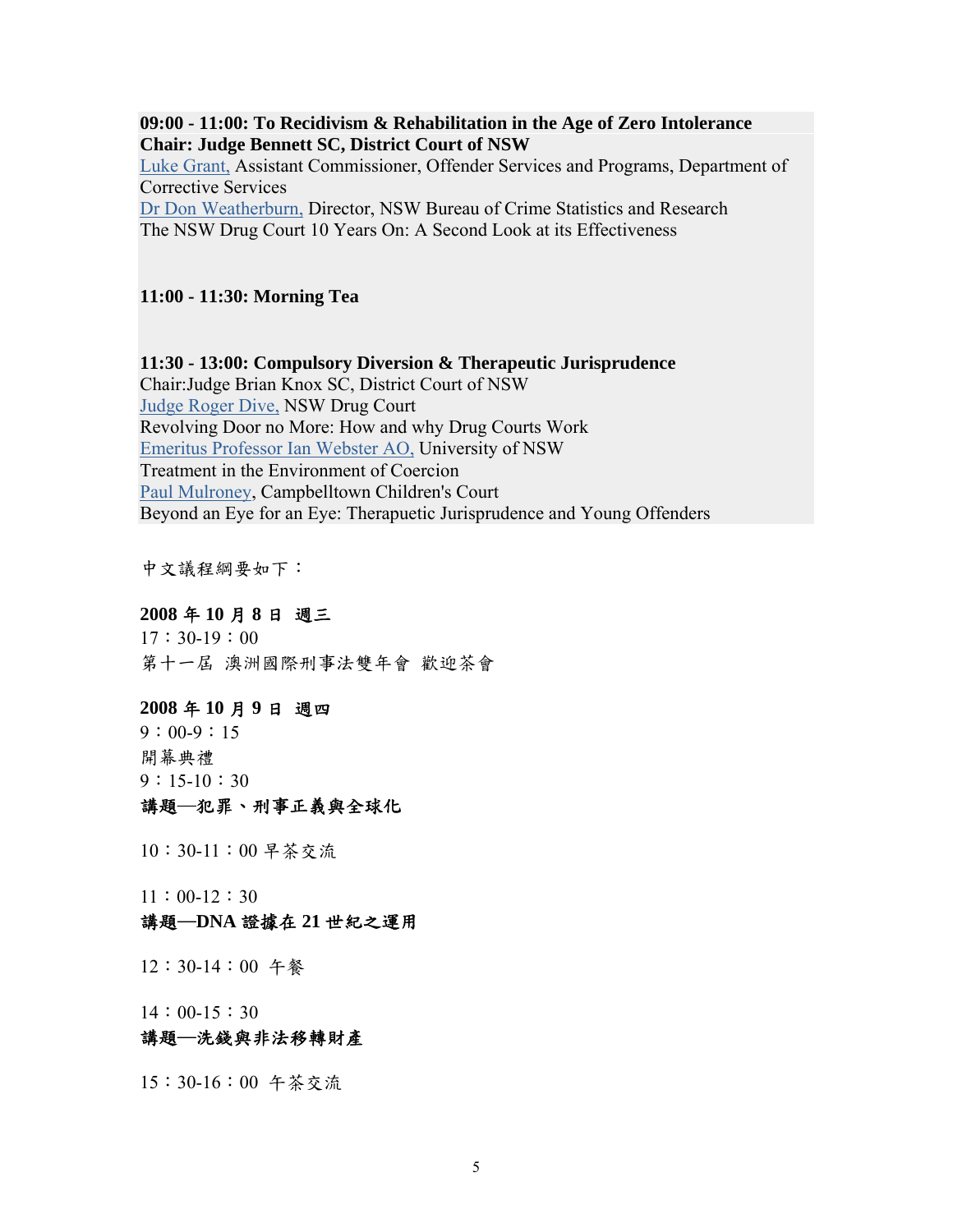**09:00 - 11:00: To Recidivism & Rehabilitation in the Age of Zero Intolerance**
**Chair: Judge Bennett SC, District Court of NSW**
Luke Grant, Assistant Commissioner, Offender Services and Programs, Department of Corrective Services
Dr Don Weatherburn, Director, NSW Bureau of Crime Statistics and Research
The NSW Drug Court 10 Years On: A Second Look at its Effectiveness

**11:00 - 11:30: Morning Tea**

**11:30 - 13:00: Compulsory Diversion & Therapeutic Jurisprudence**
Chair:Judge Brian Knox SC, District Court of NSW
Judge Roger Dive, NSW Drug Court
Revolving Door no More: How and why Drug Courts Work
Emeritus Professor Ian Webster AO, University of NSW
Treatment in the Environment of Coercion
Paul Mulroney, Campbelltown Children's Court
Beyond an Eye for an Eye: Therapeutic Jurisprudence and Young Offenders

中文議程綱要如下：

**2008 年 10 月 8 日 週三**
17：30-19：00
第十一屆 澳洲國際刑事法雙年會 歡迎茶會

**2008 年 10 月 9 日 週四**
9：00-9：15
開幕典禮
9：15-10：30
**講題—犯罪、刑事正義與全球化**

10：30-11：00 早茶交流

11：00-12：30
**講題—DNA 證據在 21 世紀之運用**

12：30-14：00 午餐

14：00-15：30
**講題—洗錢與非法移轉財產**

15：30-16：00 午茶交流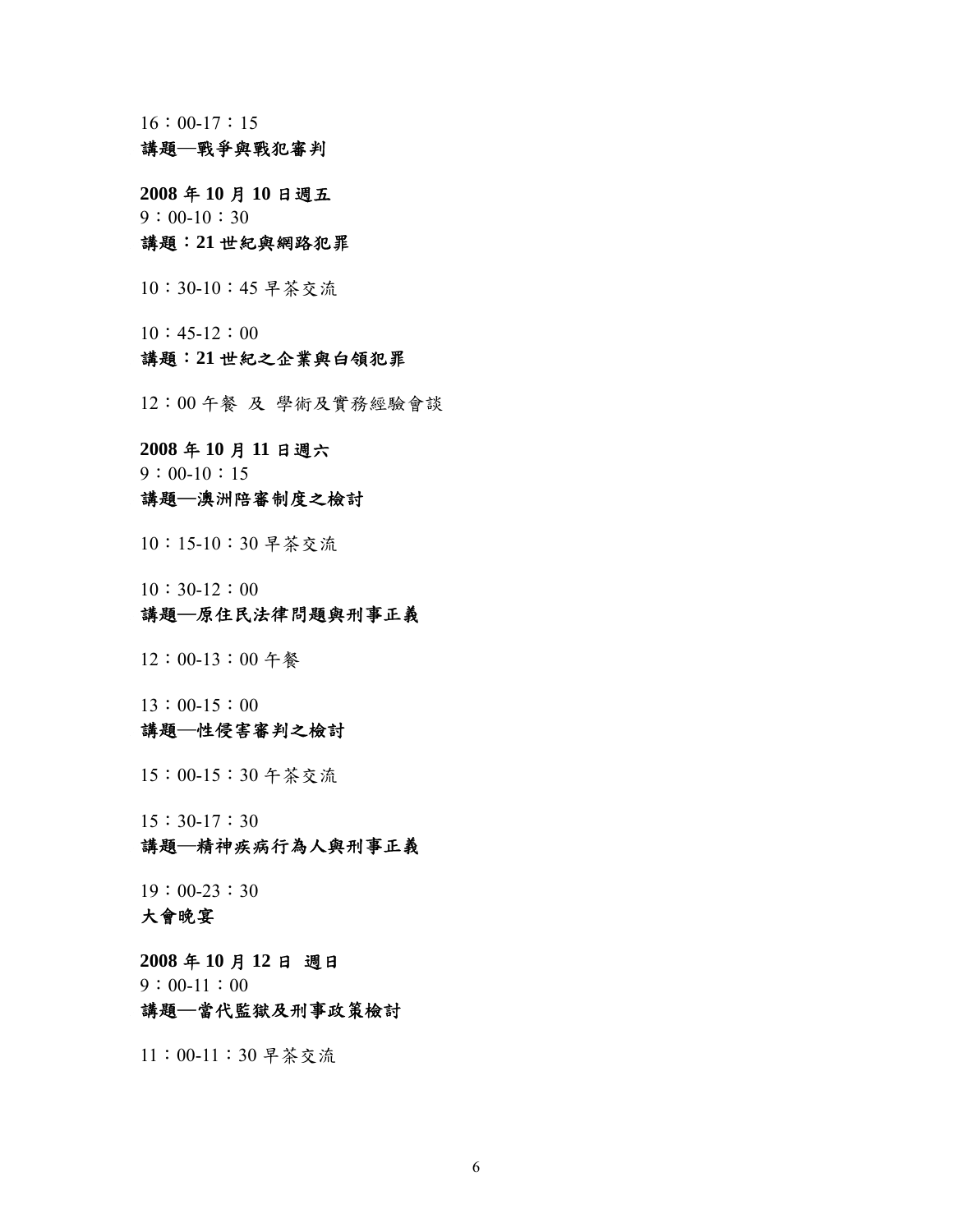16：00-17：15

**講題—戰爭與戰犯審判**

**2008 年 10 月 10 日週五**

9：00-10：30

**講題：21 世紀與網路犯罪**

10：30-10：45 早茶交流

10：45-12：00

**講題：21 世紀之企業與白領犯罪**

12：00 午餐 及 學術及實務經驗會談

**2008 年 10 月 11 日週六**

9：00-10：15

**講題—澳洲陪審制度之檢討**

10：15-10：30 早茶交流

10：30-12：00

**講題—原住民法律問題與刑事正義**

12：00-13：00 午餐

13：00-15：00

**講題—性侵害審判之檢討**

15：00-15：30 午茶交流

15：30-17：30

**講題—精神疾病行為人與刑事正義**

19：00-23：30

**大會晚宴**

**2008 年 10 月 12 日 週日**

9：00-11：00

**講題—當代監獄及刑事政策檢討**

11：00-11：30 早茶交流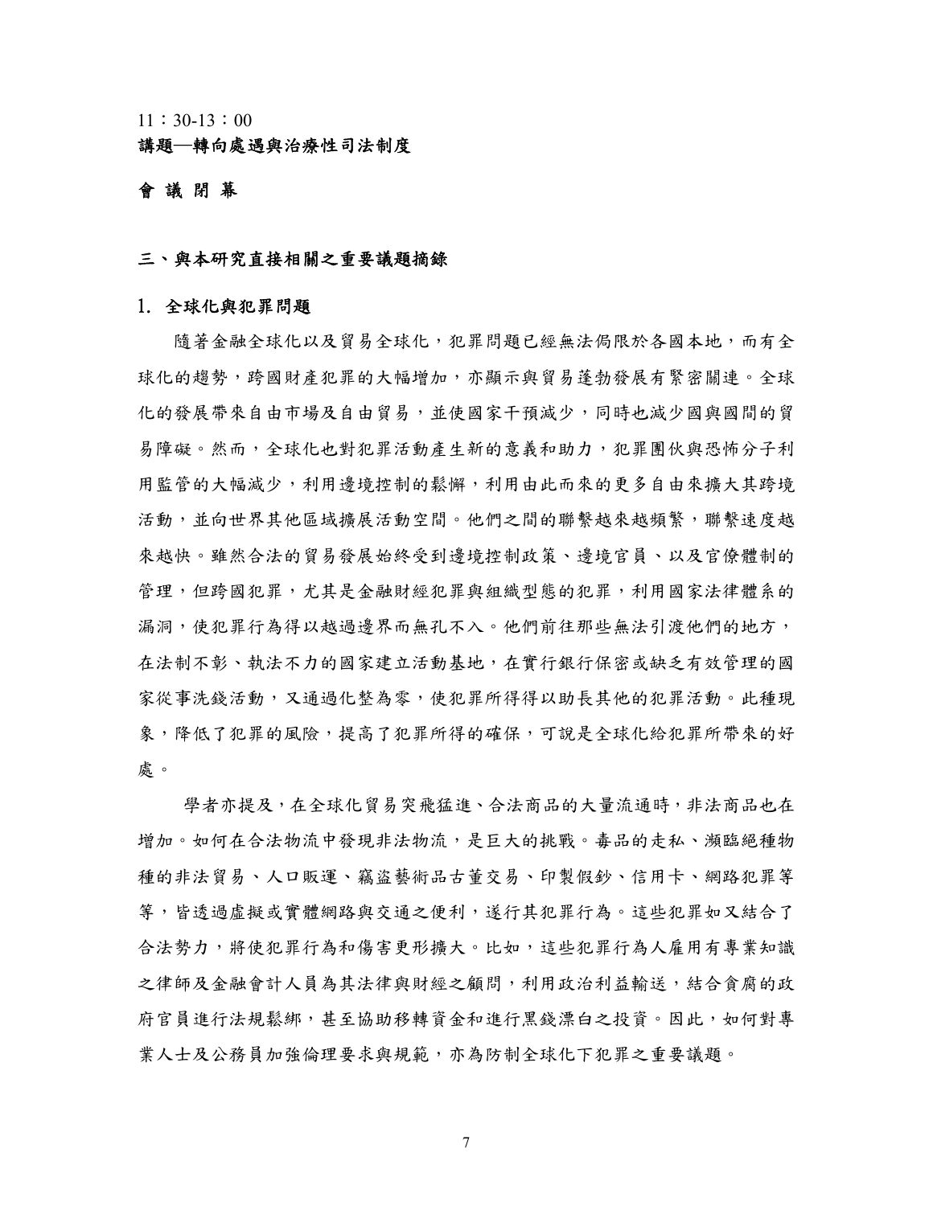11：30-13：00

**講題—轉向處遇與治療性司法制度**

**會 議 閉 幕**

## 三、與本研究直接相關之重要議題摘錄

### 1. 全球化與犯罪問題

隨著金融全球化以及貿易全球化，犯罪問題已經無法侷限於各國本地，而有全球化的趨勢，跨國財產犯罪的大幅增加，亦顯示與貿易蓬勃發展有緊密關連。全球化的發展帶來自由市場及自由貿易，並使國家干預減少，同時也減少國與國間的貿易障礙。然而，全球化也對犯罪活動產生新的意義和助力，犯罪團伙與恐怖分子利用監管的大幅減少，利用邊境控制的鬆懈，利用由此而來的更多自由來擴大其跨境活動，並向世界其他區域擴展活動空間。他們之間的聯繫越來越頻繁，聯繫速度越來越快。雖然合法的貿易發展始終受到邊境控制政策、邊境官員、以及官僚體制的管理，但跨國犯罪，尤其是金融財經犯罪與組織型態的犯罪，利用國家法律體系的漏洞，使犯罪行為得以越過邊界而無孔不入。他們前往那些無法引渡他們的地方，在法制不彰、執法不力的國家建立活動基地，在實行銀行保密或缺乏有效管理的國家從事洗錢活動，又通過化整為零，使犯罪所得得以助長其他的犯罪活動。此種現象，降低了犯罪的風險，提高了犯罪所得的確保，可說是全球化給犯罪所帶來的好處。

學者亦提及，在全球化貿易突飛猛進、合法商品的大量流通時，非法商品也在增加。如何在合法物流中發現非法物流，是巨大的挑戰。毒品的走私、瀕臨絕種物種的非法貿易、人口販運、竊盜藝術品古董交易、印製假鈔、信用卡、網路犯罪等等，皆透過虛擬或實體網路與交通之便利，遂行其犯罪行為。這些犯罪如又結合了合法勢力，將使犯罪行為和傷害更形擴大。比如，這些犯罪行為人雇用有專業知識之律師及金融會計人員為其法律與財經之顧問，利用政治利益輸送，結合貪腐的政府官員進行法規鬆綁，甚至協助移轉資金和進行黑錢漂白之投資。因此，如何對專業人士及公務員加強倫理要求與規範，亦為防制全球化下犯罪之重要議題。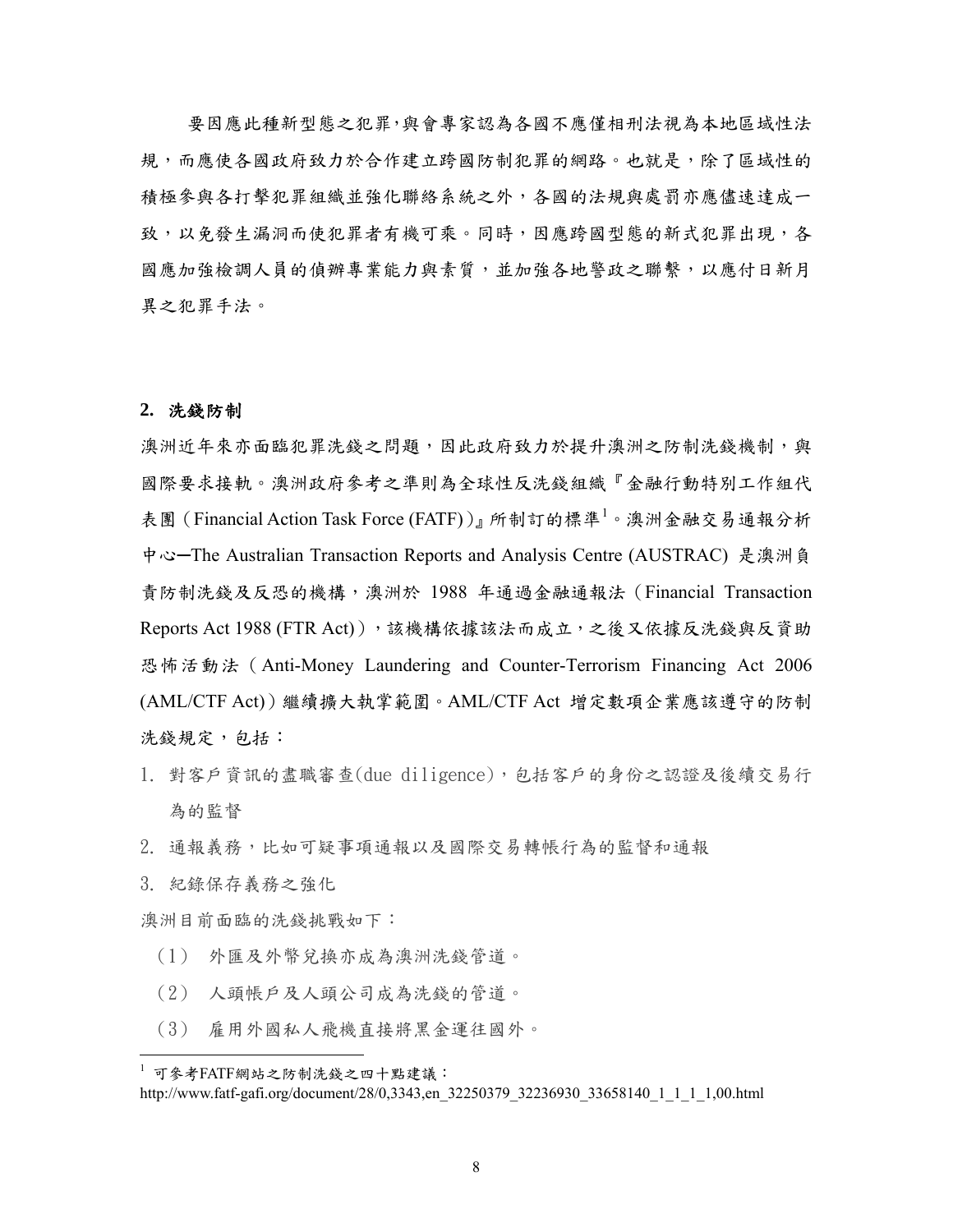要因應此種新型態之犯罪,與會專家認為各國不應僅相刑法視為本地區域性法規，而應使各國政府致力於合作建立跨國防制犯罪的網路。也就是，除了區域性的積極參與各打擊犯罪組織並強化聯絡系統之外，各國的法規與處罰亦應儘速達成一致，以免發生漏洞而使犯罪者有機可乘。同時，因應跨國型態的新式犯罪出現，各國應加強檢調人員的偵辦專業能力與素質，並加強各地警政之聯繫，以應付日新月異之犯罪手法。

**2. 洗錢防制**

澳洲近年來亦面臨犯罪洗錢之問題，因此政府致力於提升澳洲之防制洗錢機制，與國際要求接軌。澳洲政府參考之準則為全球性反洗錢組織『金融行動特別工作組代表團（Financial Action Task Force (FATF)）』所制訂的標準[1]。澳洲金融交易通報分析中心─The Australian Transaction Reports and Analysis Centre (AUSTRAC) 是澳洲負責防制洗錢及反恐的機構，澳洲於 1988 年通過金融通報法（Financial Transaction Reports Act 1988 (FTR Act)），該機構依據該法而成立，之後又依據反洗錢與反資助恐怖活動法（Anti-Money Laundering and Counter-Terrorism Financing Act 2006 (AML/CTF Act)）繼續擴大執掌範圍。AML/CTF Act 增定數項企業應該遵守的防制洗錢規定，包括：

1. 對客戶資訊的盡職審查(due diligence)，包括客戶的身份之認證及後續交易行為的監督
2. 通報義務，比如可疑事項通報以及國際交易轉帳行為的監督和通報
3. 紀錄保存義務之強化

澳洲目前面臨的洗錢挑戰如下：

（1） 外匯及外幣兌換亦成為澳洲洗錢管道。

（2） 人頭帳戶及人頭公司成為洗錢的管道。

（3） 雇用外國私人飛機直接將黑金運往國外。

---

[1] 可參考FATF網站之防制洗錢之四十點建議：
http://www.fatf-gafi.org/document/28/0,3343,en_32250379_32236930_33658140_1_1_1_1,00.html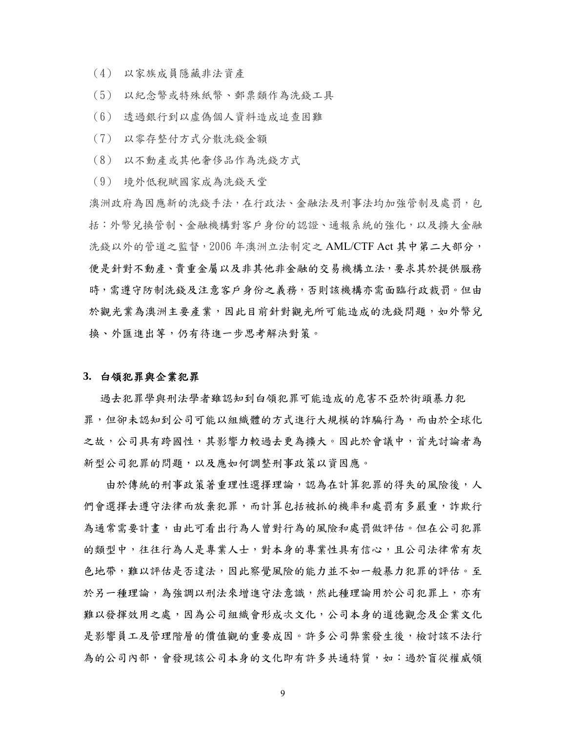（4） 以家族成員隱藏非法資產

（5） 以紀念幣或特殊紙幣、郵票類作為洗錢工具

（6） 透過銀行到以虛偽個人資料造成追查困難

（7） 以零存整付方式分散洗錢金額

（8） 以不動產或其他奢侈品作為洗錢方式

（9） 境外低稅賦國家成為洗錢天堂

澳洲政府為因應新的洗錢手法，在行政法、金融法及刑事法均加強管制及處罰，包括：外幣兌換管制、金融機構對客戶身份的認證、通報系統的強化，以及擴大金融洗錢以外的管道之監督，2006 年澳洲立法制定之 AML/CTF Act 其中第二大部分，便是針對不動產、貴重金屬以及非其他非金融的交易機構立法，要求其於提供服務時，需遵守防制洗錢及注意客戶身份之義務，否則該機構亦需面臨行政裁罰。但由於觀光業為澳洲主要產業，因此目前針對觀光所可能造成的洗錢問題，如外幣兌換、外匯進出等，仍有待進一步思考解決對策。

### 3. 白領犯罪與企業犯罪

過去犯罪學與刑法學者雖認知到白領犯罪可能造成的危害不亞於街頭暴力犯罪，但卻未認知到公司可能以組織體的方式進行大規模的詐騙行為，而由於全球化之故，公司具有跨國性，其影響力較過去更為擴大。因此於會議中，首先討論者為新型公司犯罪的問題，以及應如何調整刑事政策以資因應。

由於傳統的刑事政策著重理性選擇理論，認為在計算犯罪的得失的風險後，人們會選擇去遵守法律而放棄犯罪，而計算包括被抓的機率和處罰有多嚴重，詐欺行為通常需要計畫，由此可看出行為人曾對行為的風險和處罰做評估。但在公司犯罪的類型中，往往行為人是專業人士，對本身的專業性具有信心，且公司法律常有灰色地帶，難以評估是否違法，因此察覺風險的能力並不如一般暴力犯罪的評估。至於另一種理論，為強調以刑法來增進守法意識，然此種理論用於公司犯罪上，亦有難以發揮效用之處，因為公司組織會形成次文化，公司本身的道德觀念及企業文化是影響員工及管理階層的價值觀的重要成因。許多公司弊案發生後，檢討該不法行為的公司內部，會發現該公司本身的文化即有許多共通特質，如：過於盲從權威領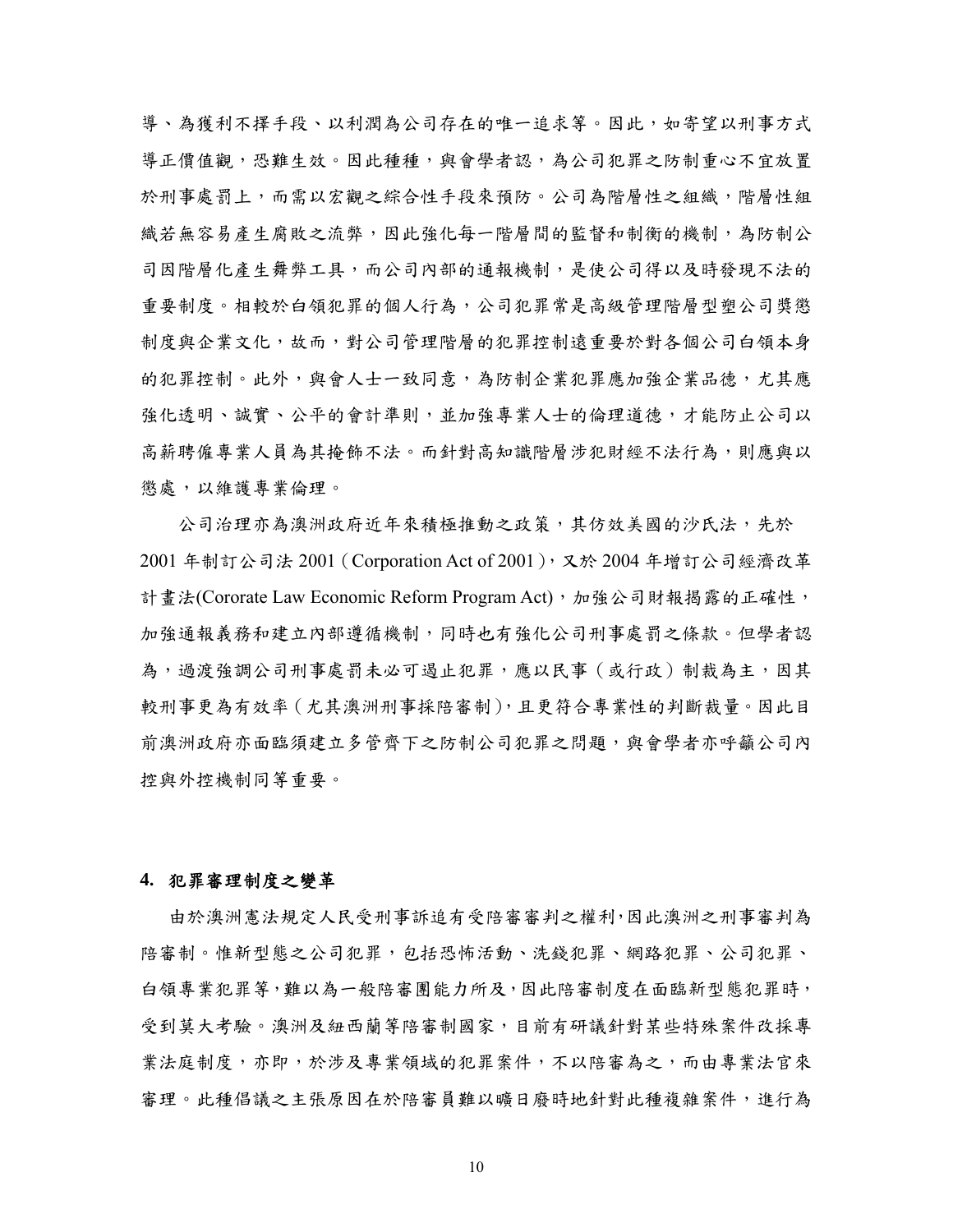導、為獲利不擇手段、以利潤為公司存在的唯一追求等。因此，如寄望以刑事方式導正價值觀，恐難生效。因此種種，與會學者認，為公司犯罪之防制重心不宜放置於刑事處罰上，而需以宏觀之綜合性手段來預防。公司為階層性之組織，階層性組織若無容易產生腐敗之流弊，因此強化每一階層間的監督和制衡的機制，為防制公司因階層化產生舞弊工具，而公司內部的通報機制，是使公司得以及時發現不法的重要制度。相較於白領犯罪的個人行為，公司犯罪常是高級管理階層型塑公司獎懲制度與企業文化，故而，對公司管理階層的犯罪控制遠重要於對各個公司白領本身的犯罪控制。此外，與會人士一致同意，為防制企業犯罪應加強企業品德，尤其應強化透明、誠實、公平的會計準則，並加強專業人士的倫理道德，才能防止公司以高薪聘僱專業人員為其掩飾不法。而針對高知識階層涉犯財經不法行為，則應與以懲處，以維護專業倫理。

公司治理亦為澳洲政府近年來積極推動之政策，其仿效美國的沙氏法，先於 2001 年制訂公司法 2001（Corporation Act of 2001），又於 2004 年增訂公司經濟改革計畫法(Cororate Law Economic Reform Program Act)，加強公司財報揭露的正確性，加強通報義務和建立內部遵循機制，同時也有強化公司刑事處罰之條款。但學者認為，過渡強調公司刑事處罰未必可遏止犯罪，應以民事（或行政）制裁為主，因其較刑事更為有效率（尤其澳洲刑事採陪審制），且更符合專業性的判斷裁量。因此目前澳洲政府亦面臨須建立多管齊下之防制公司犯罪之問題，與會學者亦呼籲公司內控與外控機制同等重要。

#### 4. 犯罪審理制度之變革

由於澳洲憲法規定人民受刑事訴追有受陪審審判之權利，因此澳洲之刑事審判為陪審制。惟新型態之公司犯罪，包括恐怖活動、洗錢犯罪、網路犯罪、公司犯罪、白領專業犯罪等，難以為一般陪審團能力所及，因此陪審制度在面臨新型態犯罪時，受到莫大考驗。澳洲及紐西蘭等陪審制國家，目前有研議針對某些特殊案件改採專業法庭制度，亦即，於涉及專業領域的犯罪案件，不以陪審為之，而由專業法官來審理。此種倡議之主張原因在於陪審員難以曠日廢時地針對此種複雜案件，進行為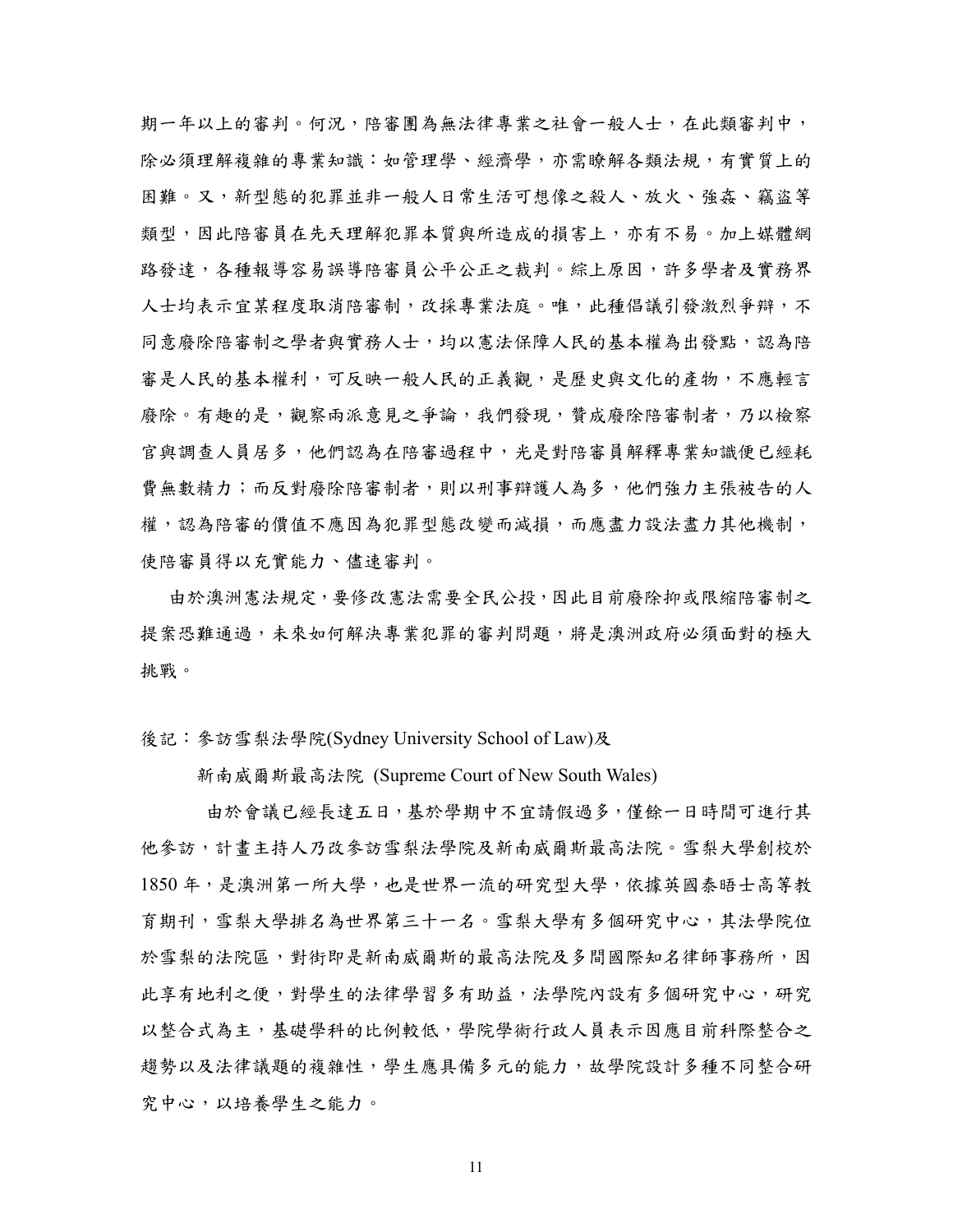期一年以上的審判。何況，陪審團為無法律專業之社會一般人士，在此類審判中，除必須理解複雜的專業知識：如管理學、經濟學，亦需瞭解各類法規，有實質上的困難。又，新型態的犯罪並非一般人日常生活可想像之殺人、放火、強姦、竊盜等類型，因此陪審員在先天理解犯罪本質與所造成的損害上，亦有不易。加上媒體網路發達，各種報導容易誤導陪審員公平公正之裁判。綜上原因，許多學者及實務界人士均表示宜某程度取消陪審制，改採專業法庭。唯，此種倡議引發激烈爭辯，不同意廢除陪審制之學者與實務人士，均以憲法保障人民的基本權為出發點，認為陪審是人民的基本權利，可反映一般人民的正義觀，是歷史與文化的產物，不應輕言廢除。有趣的是，觀察兩派意見之爭論，我們發現，贊成廢除陪審制者，乃以檢察官與調查人員居多，他們認為在陪審過程中，光是對陪審員解釋專業知識便已經耗費無數精力；而反對廢除陪審制者，則以刑事辯護人為多，他們強力主張被告的人權，認為陪審的價值不應因為犯罪型態改變而減損，而應盡力設法盡力其他機制，使陪審員得以充實能力、儘速審判。

由於澳洲憲法規定，要修改憲法需要全民公投，因此目前廢除抑或限縮陪審制之提案恐難通過，未來如何解決專業犯罪的審判問題，將是澳洲政府必須面對的極大挑戰。

後記：參訪雪梨法學院(Sydney University School of Law)及

新南威爾斯最高法院 (Supreme Court of New South Wales)

由於會議已經長達五日，基於學期中不宜請假過多，僅餘一日時間可進行其他參訪，計畫主持人乃改參訪雪梨法學院及新南威爾斯最高法院。雪梨大學創校於1850年，是澳洲第一所大學，也是世界一流的研究型大學，依據英國泰晤士高等教育期刊，雪梨大學排名為世界第三十一名。雪梨大學有多個研究中心，其法學院位於雪梨的法院區，對街即是新南威爾斯的最高法院及多間國際知名律師事務所，因此享有地利之便，對學生的法律學習多有助益，法學院內設有多個研究中心，研究以整合式為主，基礎學科的比例較低，學院學術行政人員表示因應目前科際整合之趨勢以及法律議題的複雜性，學生應具備多元的能力，故學院設計多種不同整合研究中心，以培養學生之能力。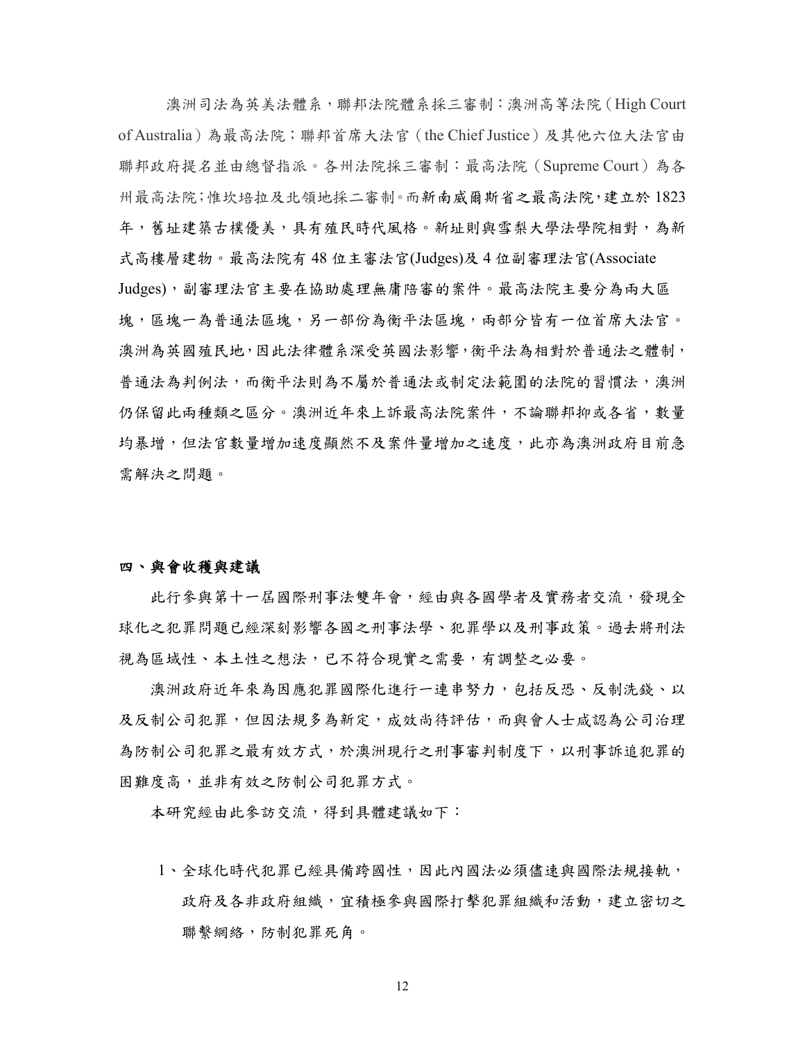澳洲司法為英美法體系，聯邦法院體系採三審制：澳洲高等法院（High Court of Australia）為最高法院；聯邦首席大法官（the Chief Justice）及其他六位大法官由聯邦政府提名並由總督指派。各州法院採三審制：最高法院（Supreme Court）為各州最高法院;惟坎培拉及北領地採二審制。而新南威爾斯省之最高法院，建立於 1823 年，舊址建築古樸優美，具有殖民時代風格。新址則與雪梨大學法學院相對，為新式高樓層建物。最高法院有 48 位主審法官(Judges)及 4 位副審理法官(Associate Judges)，副審理法官主要在協助處理無庸陪審的案件。最高法院主要分為兩大區塊，區塊一為普通法區塊，另一部份為衡平法區塊，兩部分皆有一位首席大法官。澳洲為英國殖民地，因此法律體系深受英國法影響，衡平法為相對於普通法之體制，普通法為判例法，而衡平法則為不屬於普通法或制定法範圍的法院的習慣法，澳洲仍保留此兩種類之區分。澳洲近年來上訴最高法院案件，不論聯邦抑或各省，數量均暴增，但法官數量增加速度顯然不及案件量增加之速度，此亦為澳洲政府目前急需解決之問題。

## 四、與會收穫與建議

此行參與第十一屆國際刑事法雙年會，經由與各國學者及實務者交流，發現全球化之犯罪問題已經深刻影響各國之刑事法學、犯罪學以及刑事政策。過去將刑法視為區域性、本土性之想法，已不符合現實之需要，有調整之必要。

澳洲政府近年來為因應犯罪國際化進行一連串努力，包括反恐、反制洗錢、以及反制公司犯罪，但因法規多為新定，成效尚待評估，而與會人士咸認為公司治理為防制公司犯罪之最有效方式，於澳洲現行之刑事審判制度下，以刑事訴追犯罪的困難度高，並非有效之防制公司犯罪方式。

本研究經由此參訪交流，得到具體建議如下：

1、全球化時代犯罪已經具備跨國性，因此內國法必須儘速與國際法規接軌，政府及各非政府組織，宜積極參與國際打擊犯罪組織和活動，建立密切之聯繫網絡，防制犯罪死角。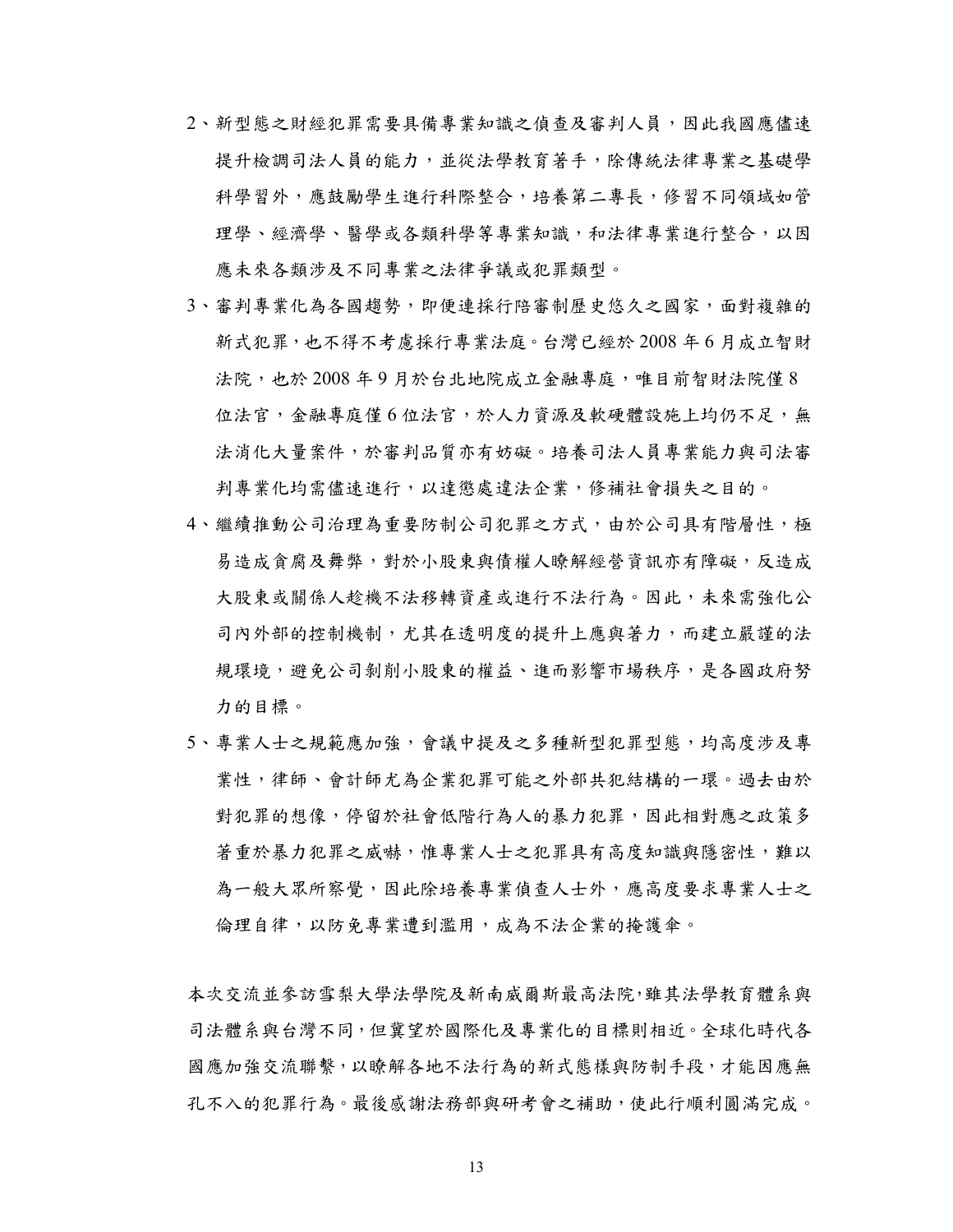2、新型態之財經犯罪需要具備專業知識之偵查及審判人員，因此我國應儘速提升檢調司法人員的能力，並從法學教育著手，除傳統法律專業之基礎學科學習外，應鼓勵學生進行科際整合，培養第二專長，修習不同領域如管理學、經濟學、醫學或各類科學等專業知識，和法律專業進行整合，以因應未來各類涉及不同專業之法律爭議或犯罪類型。

3、審判專業化為各國趨勢，即便連採行陪審制歷史悠久之國家，面對複雜的新式犯罪，也不得不考慮採行專業法庭。台灣已經於 2008 年 6 月成立智財法院，也於 2008 年 9 月於台北地院成立金融專庭，唯目前智財法院僅 8 位法官，金融專庭僅 6 位法官，於人力資源及軟硬體設施上均仍不足，無法消化大量案件，於審判品質亦有妨礙。培養司法人員專業能力與司法審判專業化均需儘速進行，以達懲處違法企業，修補社會損失之目的。

4、繼續推動公司治理為重要防制公司犯罪之方式，由於公司具有階層性，極易造成貪腐及舞弊，對於小股東與債權人瞭解經營資訊亦有障礙，反造成大股東或關係人趁機不法移轉資產或進行不法行為。因此，未來需強化公司內外部的控制機制，尤其在透明度的提升上應與著力，而建立嚴謹的法規環境，避免公司剝削小股東的權益、進而影響市場秩序，是各國政府努力的目標。

5、專業人士之規範應加強，會議中提及之多種新型犯罪型態，均高度涉及專業性，律師、會計師尤為企業犯罪可能之外部共犯結構的一環。過去由於對犯罪的想像，停留於社會低階行為人的暴力犯罪，因此相對應之政策多著重於暴力犯罪之威嚇，惟專業人士之犯罪具有高度知識與隱密性，難以為一般大眾所察覺，因此除培養專業偵查人士外，應高度要求專業人士之倫理自律，以防免專業遭到濫用，成為不法企業的掩護傘。

本次交流並參訪雪梨大學法學院及新南威爾斯最高法院,雖其法學教育體系與司法體系與台灣不同，但冀望於國際化及專業化的目標則相近。全球化時代各國應加強交流聯繫，以瞭解各地不法行為的新式態樣與防制手段，才能因應無孔不入的犯罪行為。最後感謝法務部與研考會之補助，使此行順利圓滿完成。